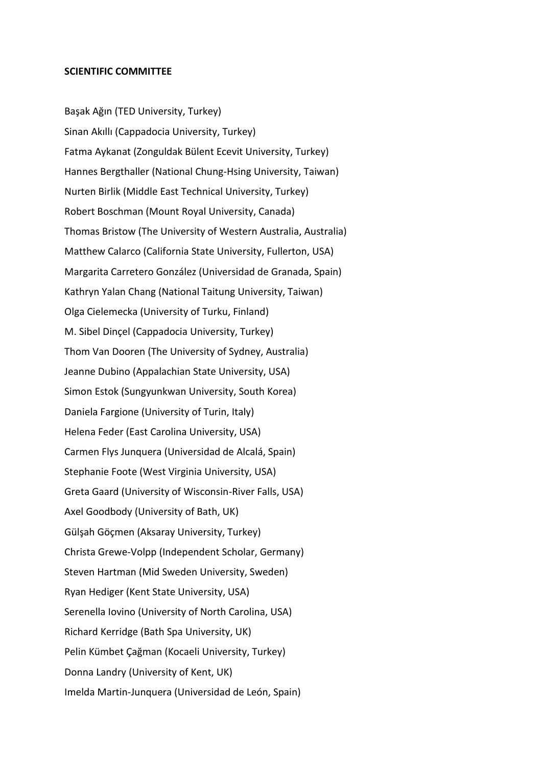**SCIENTIFIC COMMITTEE**

Başak Ağın (TED University, Turkey)

Sinan Akıllı (Cappadocia University, Turkey)

Fatma Aykanat (Zonguldak Bülent Ecevit University, Turkey)

Hannes Bergthaller (National Chung-Hsing University, Taiwan)

Nurten Birlik (Middle East Technical University, Turkey)

Robert Boschman (Mount Royal University, Canada)

Thomas Bristow (The University of Western Australia, Australia)

Matthew Calarco (California State University, Fullerton, USA)

Margarita Carretero González (Universidad de Granada, Spain)

Kathryn Yalan Chang (National Taitung University, Taiwan)

Olga Cielemecka (University of Turku, Finland)

M. Sibel Dinçel (Cappadocia University, Turkey)

Thom Van Dooren (The University of Sydney, Australia)

Jeanne Dubino (Appalachian State University, USA)

Simon Estok (Sungyunkwan University, South Korea)

Daniela Fargione (University of Turin, Italy)

Helena Feder (East Carolina University, USA)

Carmen Flys Junquera (Universidad de Alcalá, Spain)

Stephanie Foote (West Virginia University, USA)

Greta Gaard (University of Wisconsin-River Falls, USA)

Axel Goodbody (University of Bath, UK)

Gülşah Göçmen (Aksaray University, Turkey)

Christa Grewe-Volpp (Independent Scholar, Germany)

Steven Hartman (Mid Sweden University, Sweden)

Ryan Hediger (Kent State University, USA)

Serenella Iovino (University of North Carolina, USA)

Richard Kerridge (Bath Spa University, UK)

Pelin Kümbet Çağman (Kocaeli University, Turkey)

Donna Landry (University of Kent, UK)

Imelda Martin-Junquera (Universidad de León, Spain)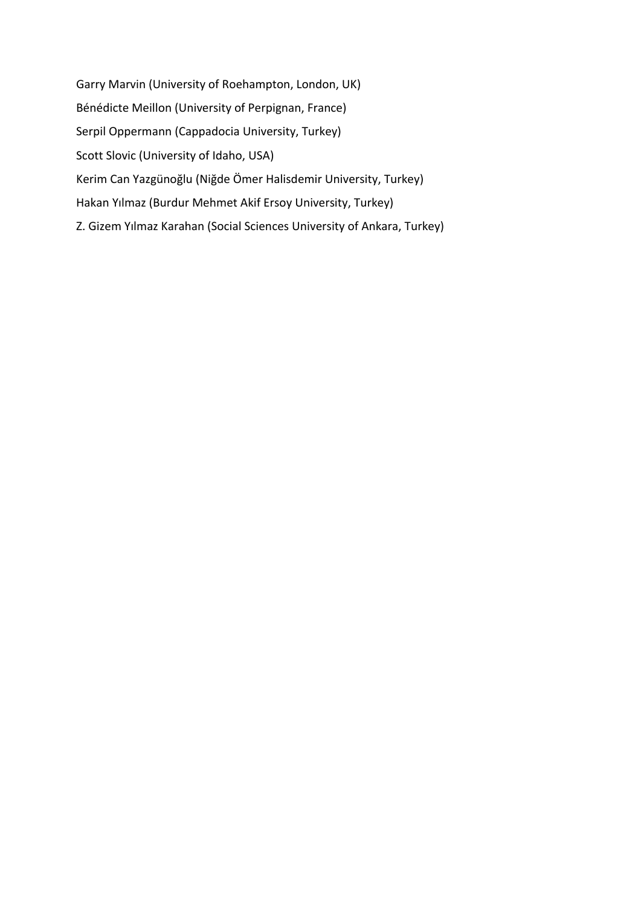Garry Marvin (University of Roehampton, London, UK)

Bénédicte Meillon (University of Perpignan, France)

Serpil Oppermann (Cappadocia University, Turkey)

Scott Slovic (University of Idaho, USA)

Kerim Can Yazgünoğlu (Niğde Ömer Halisdemir University, Turkey)

Hakan Yılmaz (Burdur Mehmet Akif Ersoy University, Turkey)

Z. Gizem Yılmaz Karahan (Social Sciences University of Ankara, Turkey)